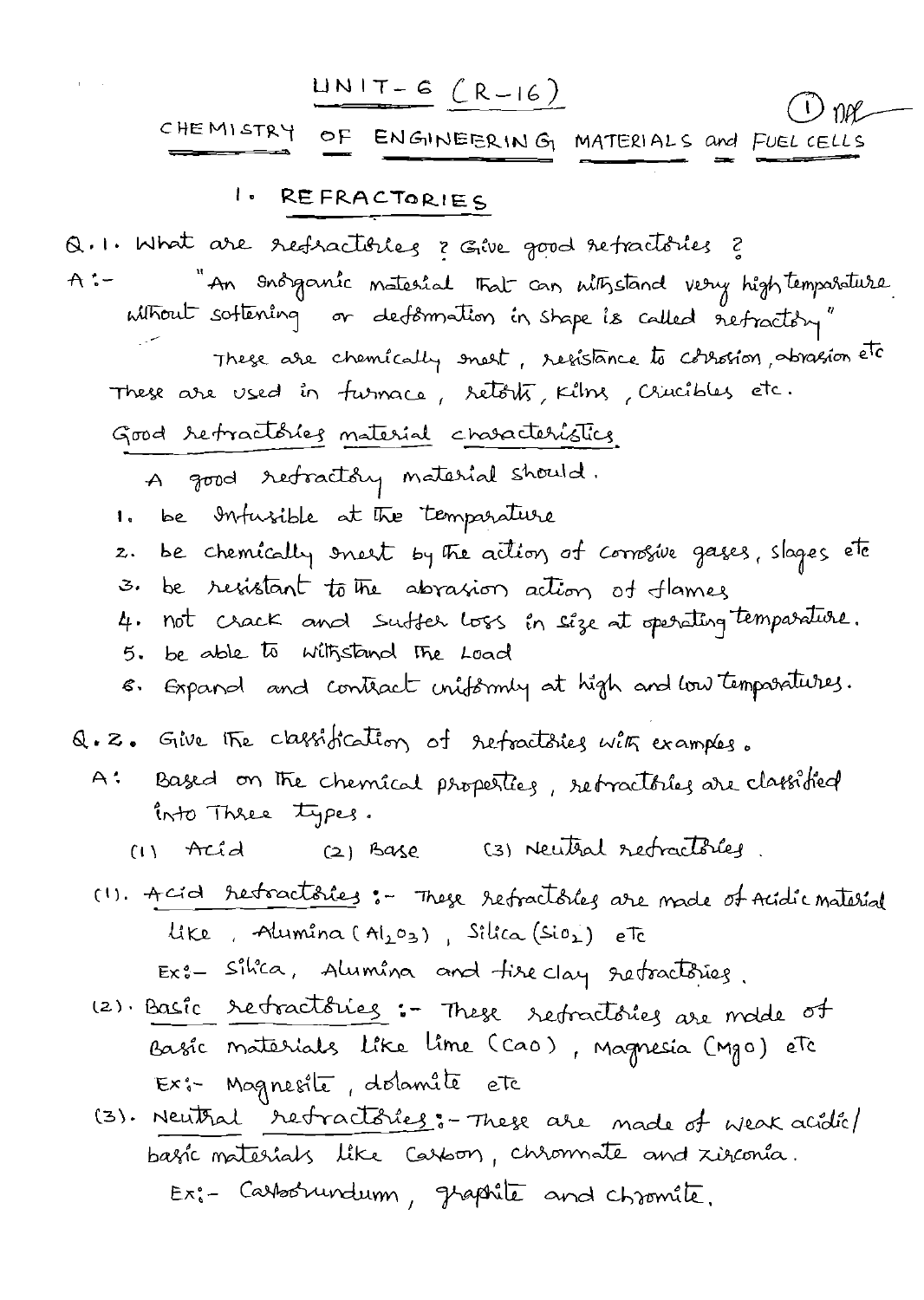# UNIT-6 (R-16)

## CHEMISTRY OF ENGINEERING MATERIALS and FUEL CELLS

### 1. REFRACTORIES

Q.1. What are refractories ? Give good refractories ?

A :- "An inorganic material that can withstand very high temperature without softening or deformation in shape is called refractory"

These are chemically inert, resistance to corrosion, abrasion etc. These are used in furnace, retorts, kilns, crucibles etc.

Good refractories material characteristics

A good refractory material should.

1. be infusible at the temperature
2. be chemically inert by the action of corrosive gases, slages etc
3. be resistant to the abrasion action of flames
4. not crack and suffer loss in size at operating temparature.
5. be able to withstand the load
6. Expand and contract uniformly at high and low temperatures.

Q.2. Give the classification of refractories with examples.

A: Based on the chemical properties, refractories are classified into three types.

(1) Acid (2) Base (3) Neutral refractories.

(1). Acid refractories :- These refractories are made of Acidic material like, Alumina ($Al_2O_3$), Silica ($SiO_2$) etc

Ex:- Silica, Alumina and fire clay refractories.

(2). Basic refractories :- These refractories are made of Basic materials like lime ($CaO$), Magnesia ($MgO$) etc

Ex:- Magnesite, dolamite etc

(3). Neutral refractories :- These are made of weak acidic/basic materials like carbon, chromate and zirconia.

Ex:- Carborundum, graphite and chromite.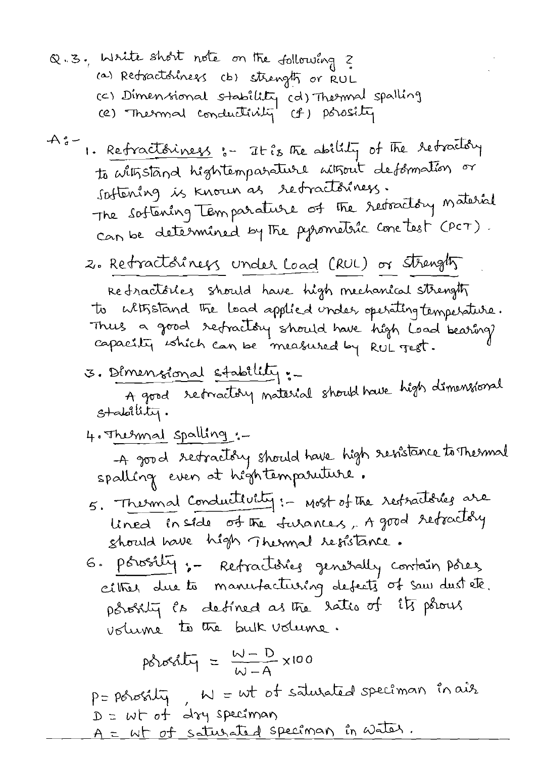Q.3. Write short note on the following ?

(a) Refractoriness (b) strength or RUL

(c) Dimensional stability (d) Thermal spalling

(e) Thermal conductivity (f) porosity

A:-

1. **Refractoriness** :- It is the ability of the refractory to withstand hightemparature without deformation or softening is known as refractoriness.
The softening Temparature of the refractory material can be determined by the pyrometric cone test (PCT).

2. **Refractoriness under Load (RUL) or strength**

   Refractories should have high mechanical strength to withstand the load applied under operating temperature. Thus a good refractory should have high Load bearing capacity which can be measured by RUL Test.

3. **Dimensional stability** :-

   A good refractory material should have high dimensional stability.

4. **Thermal spalling** :-

   A good refractory should have high resistance to Thermal spalling even at hightemparature.

5. **Thermal Conductivity** :- Most of the refractories are lined inside of the furances, A good refractory should have high Thermal resistance.

6. **porosity** :- Refractories generally contain pores either due to manufacturing defects of saw dust etc. porosity is defined as the ratio of its porous volume to the bulk volume.

$$\text{porosity} = \frac{W - D}{W - A} \times 100$$

P = porosity , W = wt of saturated speciman in air

D = wt of dry speciman

A = wt of saturated speciman in water.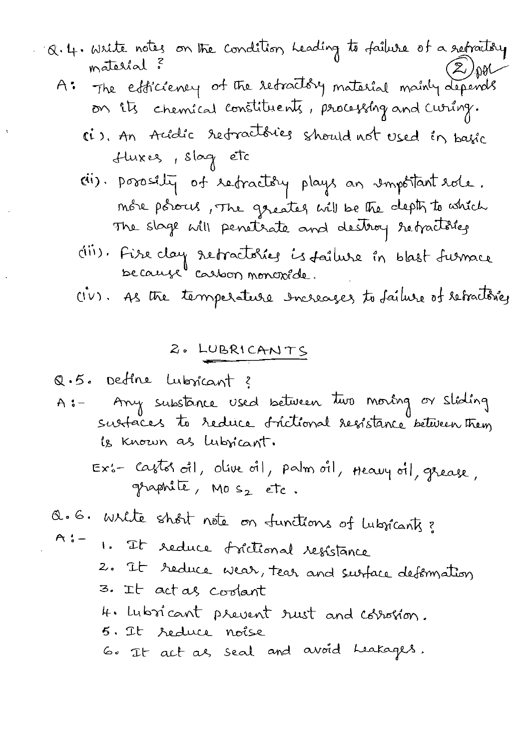Q.4. Write notes on the condition leading to failure of a refractory material ? (2)

A: The efficiency of the refractory material mainly depends on its chemical constituents, processing and curing.

(i). An Acidic refractories should not used in basic fluxes, slag etc

(ii). porosity of refractory plays an important role. more porous, The greater will be the depth to which The slage will penetrate and destroy refractories

(iii). Fire clay refractories is failure in blast furnace because carbon monoxide.

(iv). As the temperature increases to failure of refractories

## 2. LUBRICANTS

Q.5. Define Lubricant ?

A :- Any substance used between two moving or sliding surfaces to reduce frictional resistance between them is known as lubricant.

Ex:- castor oil, olive oil, palm oil, Heavy oil, grease, graphite, $MoS_2$ etc.

Q.6. Write short note on functions of lubricants ?

A :-
1. It reduce frictional resistance
2. It reduce wear, tear and surface deformation
3. It act as coolant
4. lubricant prevent rust and corrosion.
5. It reduce noise
6. It act as seal and avoid Leakages.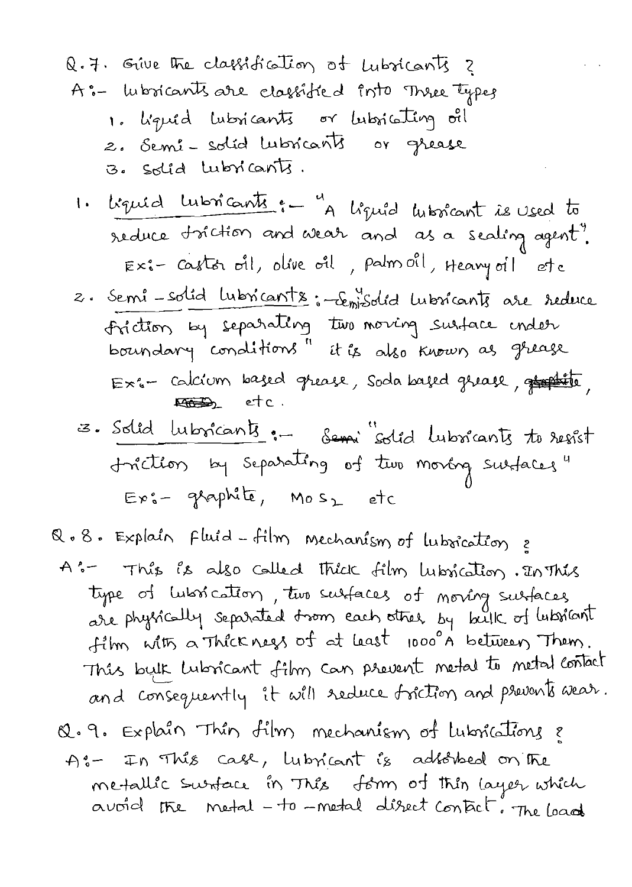Q.7. Give the classification of Lubricants ?

A:- lubricants are classified into Three types

1. Liquid lubricants or lubricating oil
2. Semi - solid lubricants or grease
3. Solid lubricants.

1. Liquid lubricants :- "A liquid lubricant is used to reduce friction and wear and as a sealing agent".

   Ex:- castor oil, olive oil, palm oil, Heavy oil etc

2. Semi - solid lubricants :- "Semi solid lubricants are reduce friction by separating two moving surface under boundary conditions" it is also known as grease

   Ex:- calcium based grease, Soda based grease, ~~graphite~~, ~~MoS2~~ etc.

3. Solid lubricants :- ~~Semi~~ "solid lubricants to resist friction by separating of two moving surfaces"

   Ex:- graphite, $MoS_2$ etc

Q.8. Explain Fluid - film mechanism of lubrication ?

A:- This is also called thick film lubrication. In This type of lubrication, two surfaces of moving surfaces are physically separated from each other by bulk of lubricant film with a Thickness of at least $1000 \text{ Å}$ between Them. This bulk lubricant film can prevent metal to metal contact and consequently it will reduce friction and prevents wear.

Q.9. Explain Thin film mechanism of lubrications ?

A:- In This case, lubricant is adsorbed on the metallic surface in This form of thin layer which avoid the metal - to - metal direct contact. The load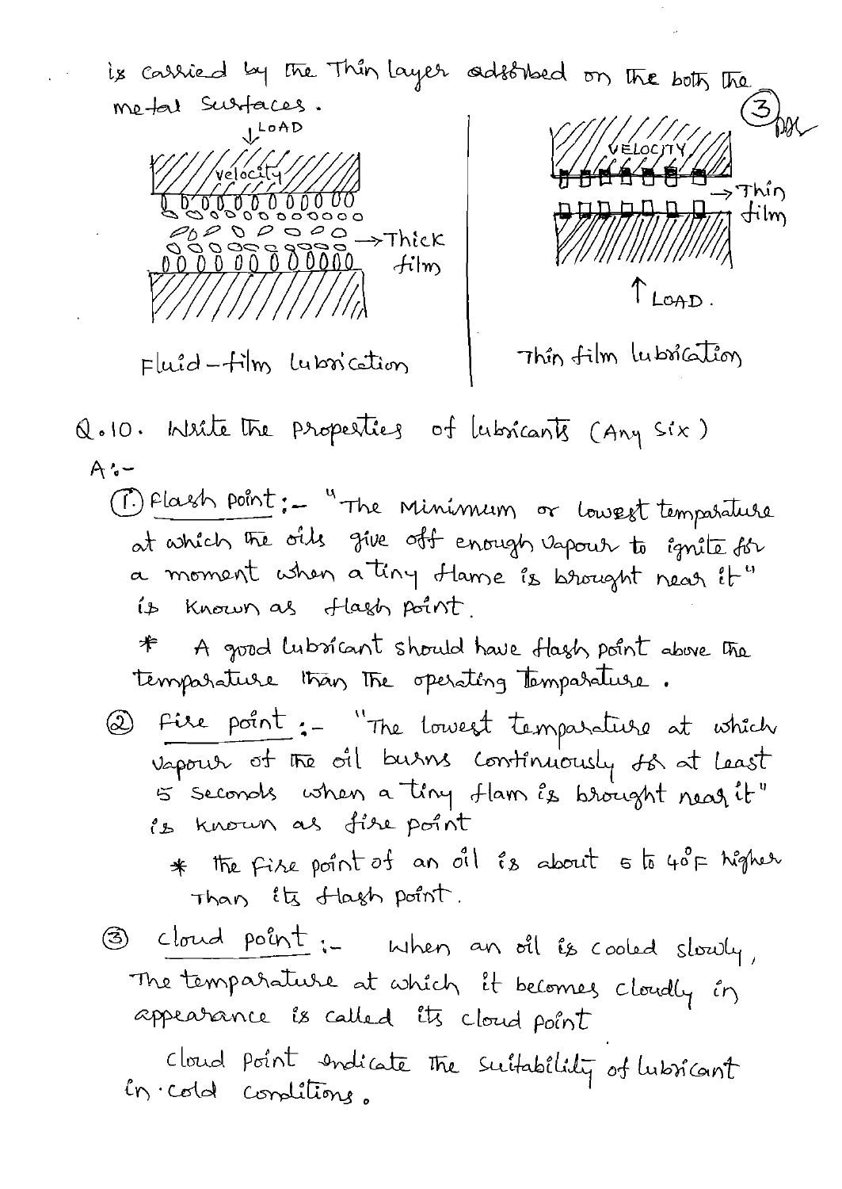is carried by the Thin layer adsorbed on the both the metal surfaces.

LOAD

velocity

→ Thick film

Fluid-film lubrication

VELOCITY

→ Thin film

LOAD.

Thin film lubrication

Q.10. Write the properties of lubricants (Any six)

A:-

1. **Flash point** :- "The Minimum or lowest temparature at which the oils give off enough vapour to ignite for a moment when a tiny flame is brought near it" is known as flash point.

   * A good lubricant should have flash point above the temparature than the operating temparature.

2. **Fire point** :- "The lowest temparature at which vapour of the oil burns continuously for at least 5 seconds when a tiny flam is brought near it" is known as fire point

   * the fire point of an oil is about 5 to 40°F higher than its flash point.

3. **Cloud point** :- When an oil is cooled slowly, The temparature at which it becomes cloudly in appearance is called its cloud point

   Cloud point indicate the suitability of lubricant in cold conditions.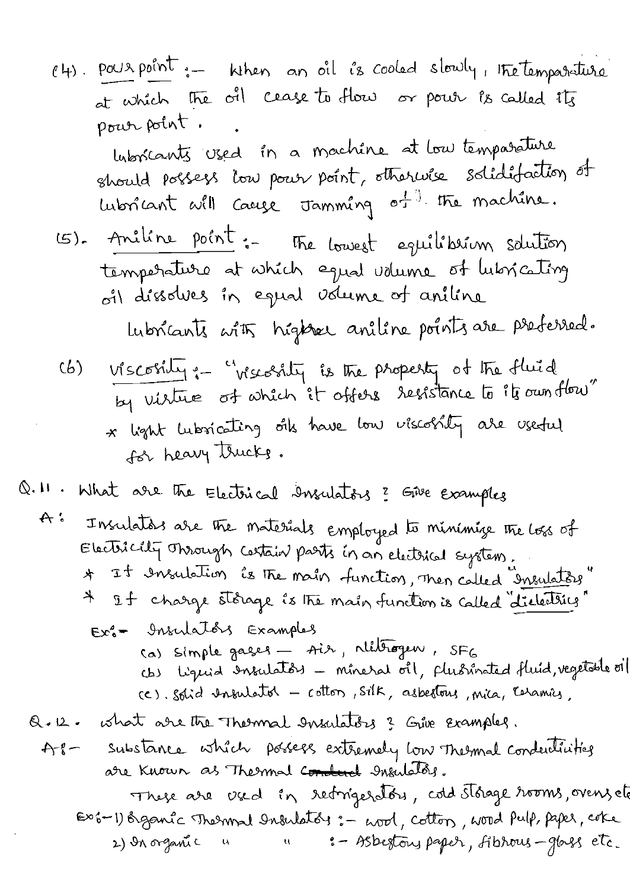(4). Pour point :- When an oil is cooled slowly, the temperature at which the oil cease to flow or pour is called its pour point.

Lubricants used in a machine at low temperature should possess low pour point, otherwise solidification of lubricant will cause jamming of the machine.

(5). Aniline point :- The lowest equilibrium solution temperature at which equal volume of lubricating oil dissolves in equal volume of aniline

Lubricants with higher aniline points are preferred.

(6) Viscosity :- "Viscosity is the property of the fluid by virtue of which it offers resistance to its own flow"

* light lubricating oils have low viscosity are useful for heavy trucks.

Q.11. What are the Electrical Insulators ? Give Examples

A: Insulators are the materials employed to minimize the loss of Electricity through certain parts in an electrical system.

* If insulation is the main function, then called "Insulators"
* If charge storage is the main function is called "dielectrics"

Ex:- Insulators Examples

(a) Simple gases — Air, Nitrogen, $SF_6$
(b) Liquid Insulators — mineral oil, fluorinated fluid, vegetable oil
(c). Solid insulator — cotton, silk, asbestous, mica, ceramics,

Q.12. What are the Thermal Insulators ? Give Examples.

A:- Substance which possess extremely low thermal conductivities are known as Thermal ~~conduct~~ Insulators.

These are used in refrigerators, cold storage rooms, ovens etc

Ex:- 1) Organic Thermal Insulators :- wool, cotton, wood pulp, paper, coke
2) Inorganic " " :- Asbestous paper, fibrous-glass etc.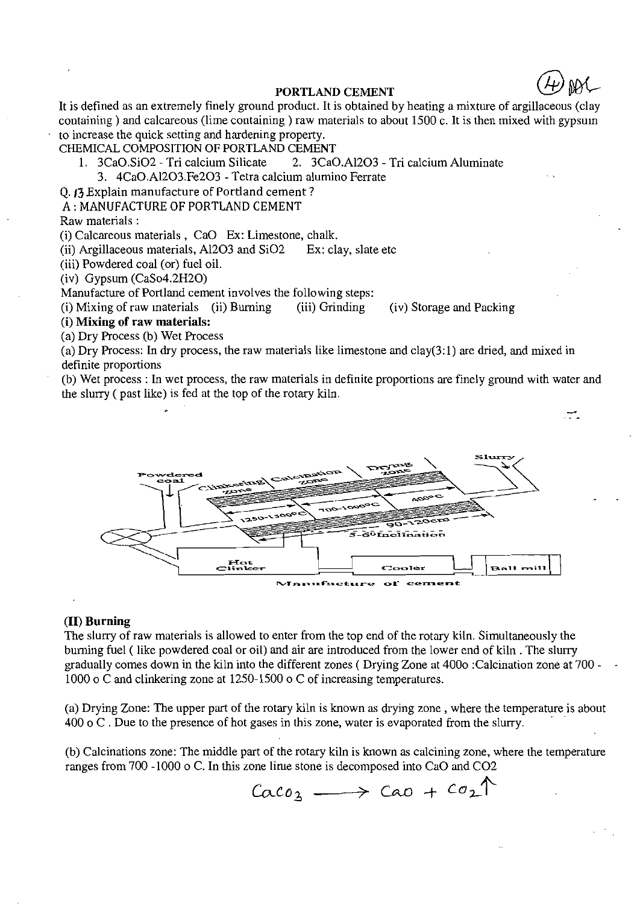# PORTLAND CEMENT

It is defined as an extremely finely ground product. It is obtained by heating a mixture of argillaceous (clay containing ) and calcareous (lime containing ) raw materials to about 1500 c. It is then mixed with gypsum to increase the quick setting and hardening property.

CHEMICAL COMPOSITION OF PORTLAND CEMENT

1. $3CaO.SiO_2$ - Tri calcium Silicate
2. $3CaO.Al_2O_3$ - Tri calcium Aluminate
3. $4CaO.Al_2O_3.Fe_2O_3$ - Tetra calcium alumino Ferrate

Q. 13 Explain manufacture of Portland cement ?

A : MANUFACTURE OF PORTLAND CEMENT

Raw materials :

(i) Calcareous materials , CaO Ex: Limestone, chalk.
(ii) Argillaceous materials, $Al_2O_3$ and $SiO_2$ Ex: clay, slate etc
(iii) Powdered coal (or) fuel oil.
(iv) Gypsum ($CaSO_4.2H_2O$)

Manufacture of Portland cement involves the following steps:

(i) Mixing of raw materials (ii) Burning (iii) Grinding (iv) Storage and Packing

**(i) Mixing of raw materials:**

(a) Dry Process (b) Wet Process

(a) Dry Process: In dry process, the raw materials like limestone and clay(3:1) are dried, and mixed in definite proportions

(b) Wet process : In wet process, the raw materials in definite proportions are finely ground with water and the slurry ( past like) is fed at the top of the rotary kiln.

Slurry; Powdered coal; Clinkering zone; Calcination zone; Drying zone; 1250-1300°C; 700-1000°C; 400°C; 90-120cm; 5-6° Inclination; Hot Clinker; Cooler; Ball mill

Manufacture of cement

**(II) Burning**

The slurry of raw materials is allowed to enter from the top end of the rotary kiln. Simultaneously the burning fuel ( like powdered coal or oil) and air are introduced from the lower end of kiln . The slurry gradually comes down in the kiln into the different zones ( Drying Zone at 400o :Calcination zone at 700 - 1000 o C and clinkering zone at 1250-1500 o C of increasing temperatures.

(a) Drying Zone: The upper part of the rotary kiln is known as drying zone , where the temperature is about 400 o C . Due to the presence of hot gases in this zone, water is evaporated from the slurry.

(b) Calcinations zone: The middle part of the rotary kiln is known as calcining zone, where the temperature ranges from 700 -1000 o C. In this zone lime stone is decomposed into CaO and $CO_2$

$$CaCO_3 \longrightarrow CaO + CO_2\uparrow$$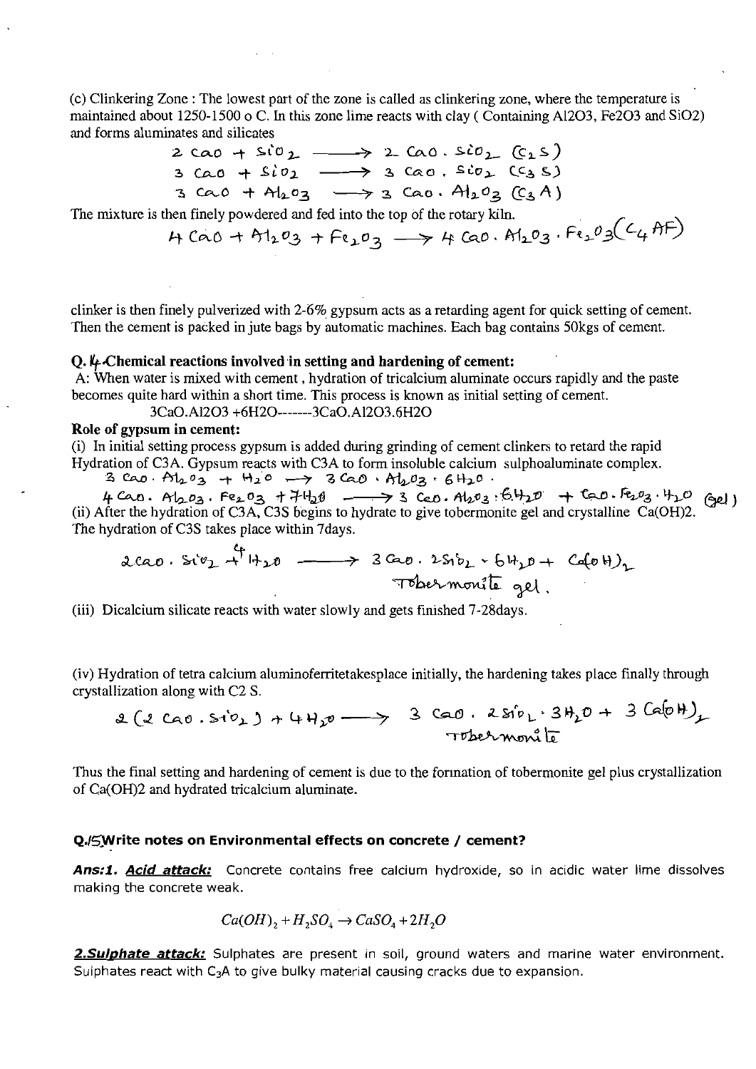(c) Clinkering Zone : The lowest part of the zone is called as clinkering zone, where the temperature is maintained about 1250-1500 o C. In this zone lime reacts with clay ( Containing $Al_2O_3$, $Fe_2O_3$ and $SiO_2$) and forms aluminates and silicates

$$2\,CaO + SiO_2 \longrightarrow 2\,CaO \cdot SiO_2 \;(C_2S)$$

$$3\,CaO + SiO_2 \longrightarrow 3\,CaO \cdot SiO_2 \;(C_3S)$$

$$3\,CaO + Al_2O_3 \longrightarrow 3\,CaO \cdot Al_2O_3 \;(C_3A)$$

The mixture is then finely powdered and fed into the top of the rotary kiln.

$$4\,CaO + Al_2O_3 + Fe_2O_3 \longrightarrow 4\,CaO \cdot Al_2O_3 \cdot Fe_2O_3 \;(C_4AF)$$

clinker is then finely pulverized with 2-6% gypsum acts as a retarding agent for quick setting of cement. Then the cement is packed in jute bags by automatic machines. Each bag contains 50kgs of cement.

**Q. 4 Chemical reactions involved in setting and hardening of cement:**

A: When water is mixed with cement , hydration of tricalcium aluminate occurs rapidly and the paste becomes quite hard within a short time. This process is known as initial setting of cement.

$$3CaO.Al_2O_3 + 6H_2O \text{-------} 3CaO.Al_2O_3.6H_2O$$

**Role of gypsum in cement:**

(i) In initial setting process gypsum is added during grinding of cement clinkers to retard the rapid Hydration of C3A. Gypsum reacts with C3A to form insoluble calcium sulphoaluminate complex.

$$3\,CaO \cdot Al_2O_3 + H_2O \longrightarrow 3\,CaO \cdot Al_2O_3 \cdot 6H_2O \cdot$$

$$4\,CaO \cdot Al_2O_3 \cdot Fe_2O_3 + 7H_2O \longrightarrow 3\,CaO \cdot Al_2O_3 \cdot 6H_2O + CaO \cdot Fe_2O_3 \cdot H_2O \;(\text{gel})$$

(ii) After the hydration of C3A, C3S begins to hydrate to give tobermonite gel and crystalline $Ca(OH)_2$. The hydration of C3S takes place within 7days.

$$2\,CaO \cdot SiO_2 + 4H_2O \longrightarrow 3\,CaO \cdot 2SiO_2 \cdot 6H_2O + Ca(OH)_2$$

Tobermonite gel.

(iii) Dicalcium silicate reacts with water slowly and gets finished 7-28days.

(iv) Hydration of tetra calcium aluminoferritetakesplace initially, the hardening takes place finally through crystallization along with C2 S.

$$2\,(2\,CaO \cdot SiO_2) + 4H_2O \longrightarrow 3\,CaO \cdot 2SiO_2 \cdot 3H_2O + 3\,Ca(OH)_2$$

Tobermonite

Thus the final setting and hardening of cement is due to the formation of tobermonite gel plus crystallization of $Ca(OH)_2$ and hydrated tricalcium aluminate.

**Q.5 Write notes on Environmental effects on concrete / cement?**

***Ans:*1. *Acid attack:*** Concrete contains free calcium hydroxide, so in acidic water lime dissolves making the concrete weak.

$$Ca(OH)_2 + H_2SO_4 \rightarrow CaSO_4 + 2H_2O$$

***2. Sulphate attack:*** Sulphates are present in soil, ground waters and marine water environment. Sulphates react with $C_3A$ to give bulky material causing cracks due to expansion.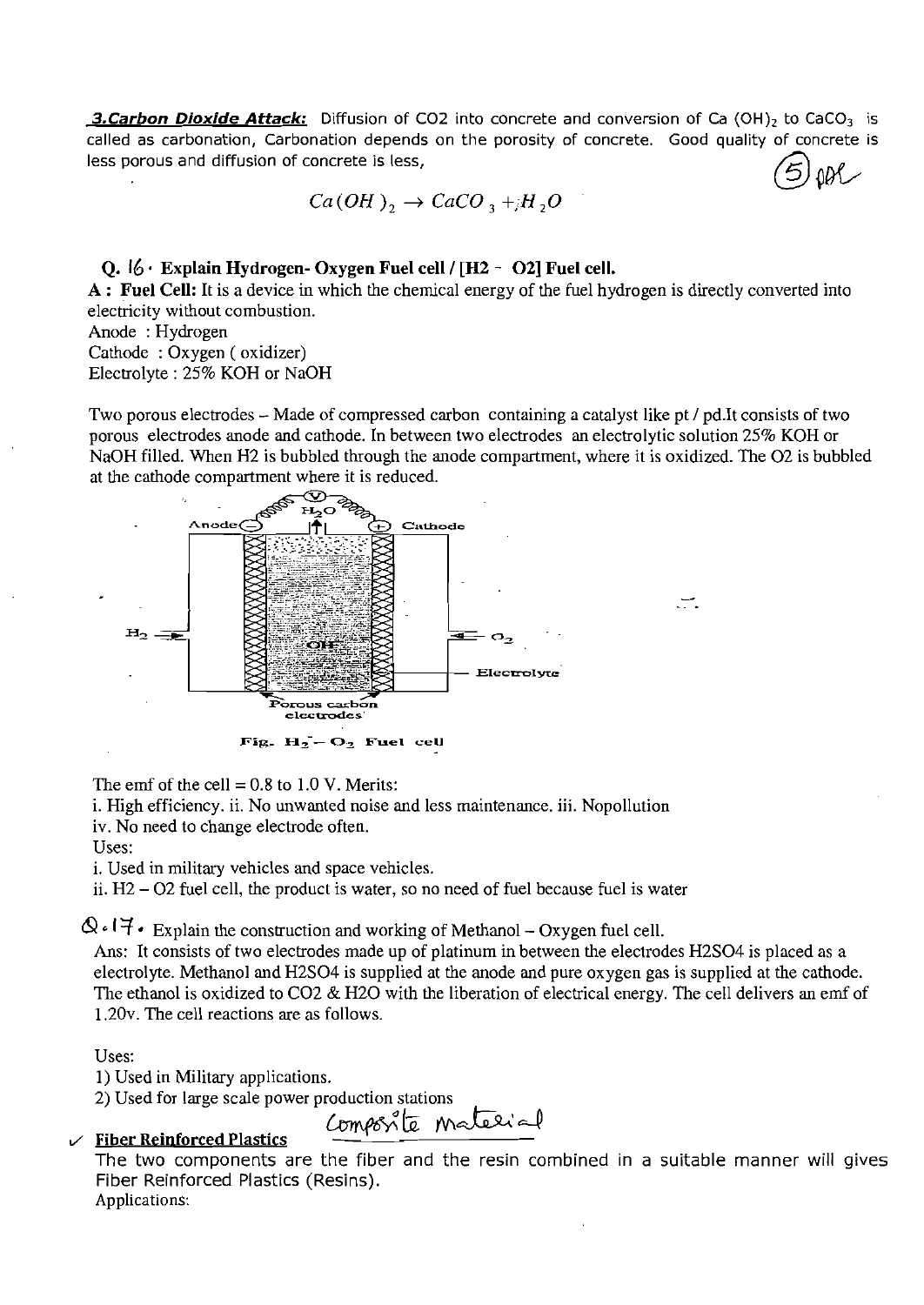**3. Carbon Dioxide Attack:** Diffusion of CO2 into concrete and conversion of Ca $(OH)_2$ to $CaCO_3$ is called as carbonation, Carbonation depends on the porosity of concrete. Good quality of concrete is less porous and diffusion of concrete is less,

(5) M

$$Ca(OH)_2 \rightarrow CaCO_3 + H_2O$$

**Q. 16. Explain Hydrogen- Oxygen Fuel cell / [H2 - O2] Fuel cell.**

**A : Fuel Cell:** It is a device in which the chemical energy of the fuel hydrogen is directly converted into electricity without combustion.

Anode : Hydrogen
Cathode : Oxygen ( oxidizer)
Electrolyte : 25% KOH or NaOH

Two porous electrodes – Made of compressed carbon containing a catalyst like pt / pd.It consists of two porous electrodes anode and cathode. In between two electrodes an electrolytic solution 25% KOH or NaOH filled. When H2 is bubbled through the anode compartment, where it is oxidized. The O2 is bubbled at the cathode compartment where it is reduced.

V
$H_2O$
Anode
Cathode
$H_2$
$O_2$
$OH^-$
Electrolyte
Porous carbon electrodes

Fig. $H_2 - O_2$ Fuel cell

The emf of the cell = 0.8 to 1.0 V. Merits:

i. High efficiency. ii. No unwanted noise and less maintenance. iii. Nopollution
iv. No need to change electrode often.

Uses:

i. Used in military vehicles and space vehicles.
ii. H2 – O2 fuel cell, the product is water, so no need of fuel because fuel is water

**Q. 17.** Explain the construction and working of Methanol – Oxygen fuel cell.

Ans: It consists of two electrodes made up of platinum in between the electrodes H2SO4 is placed as a electrolyte. Methanol and H2SO4 is supplied at the anode and pure oxygen gas is supplied at the cathode. The ethanol is oxidized to CO2 & H2O with the liberation of electrical energy. The cell delivers an emf of 1.20v. The cell reactions are as follows.

Uses:

1) Used in Military applications.
2) Used for large scale power production stations

✓ **Fiber Reinforced Plastics** Composite material

The two components are the fiber and the resin combined in a suitable manner will gives Fiber Reinforced Plastics (Resins).

Applications: